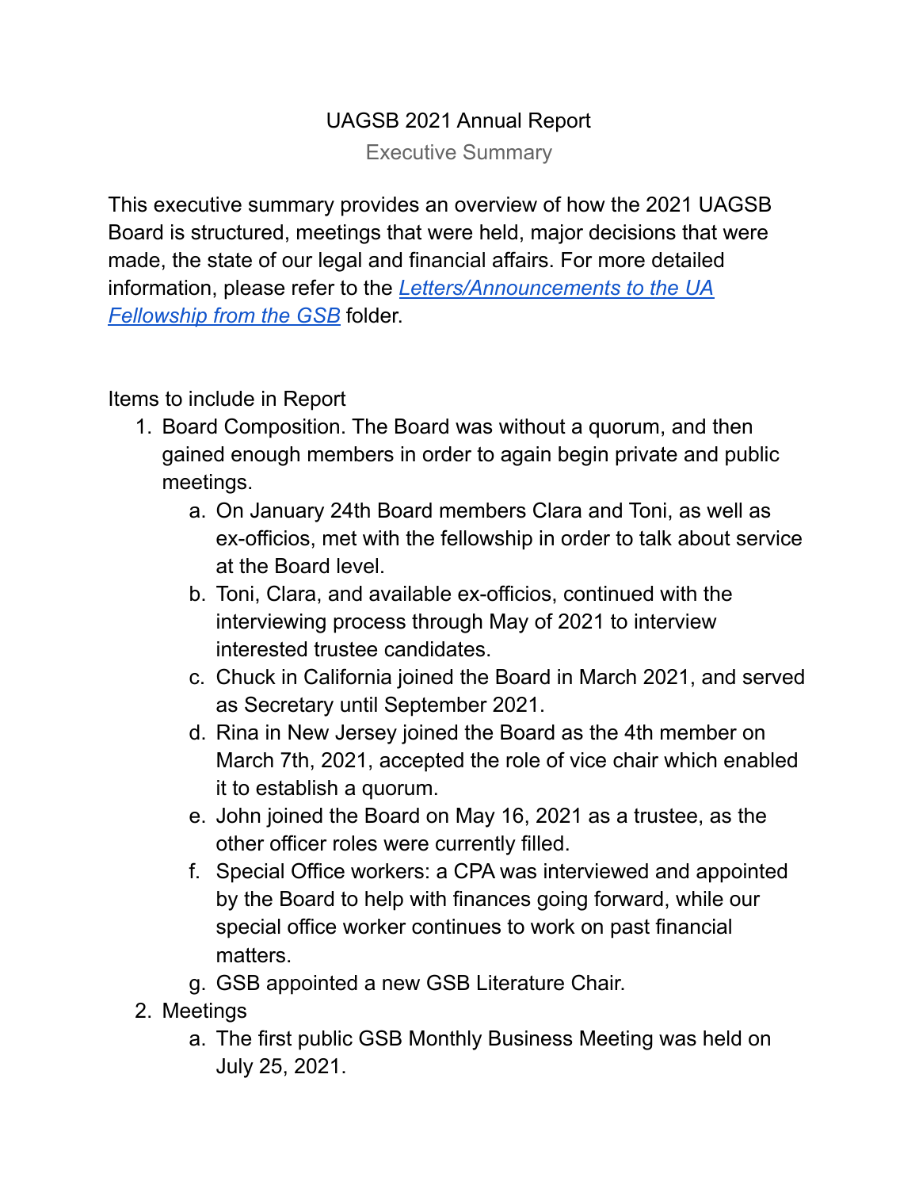# UAGSB 2021 Annual Report

## Executive Summary

This executive summary provides an overview of how the 2021 UAGSB Board is structured, meetings that were held, major decisions that were made, the state of our legal and financial affairs. For more detailed information, please refer to the *Letters/Announcements to the UA Fellowship from the GSB* folder.

Items to include in Report

1. Board Composition. The Board was without a quorum, and then gained enough members in order to again begin private and public meetings.
    a. On January 24th Board members Clara and Toni, as well as ex-officios, met with the fellowship in order to talk about service at the Board level.
    b. Toni, Clara, and available ex-officios, continued with the interviewing process through May of 2021 to interview interested trustee candidates.
    c. Chuck in California joined the Board in March 2021, and served as Secretary until September 2021.
    d. Rina in New Jersey joined the Board as the 4th member on March 7th, 2021, accepted the role of vice chair which enabled it to establish a quorum.
    e. John joined the Board on May 16, 2021 as a trustee, as the other officer roles were currently filled.
    f. Special Office workers: a CPA was interviewed and appointed by the Board to help with finances going forward, while our special office worker continues to work on past financial matters.
    g. GSB appointed a new GSB Literature Chair.
2. Meetings
    a. The first public GSB Monthly Business Meeting was held on July 25, 2021.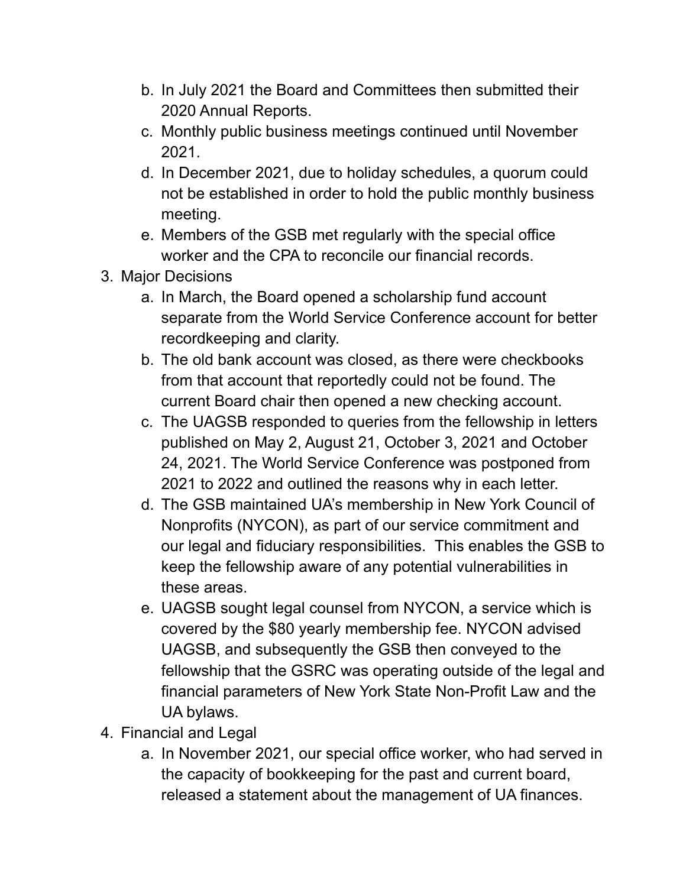b. In July 2021 the Board and Committees then submitted their 2020 Annual Reports.
   c. Monthly public business meetings continued until November 2021.
   d. In December 2021, due to holiday schedules, a quorum could not be established in order to hold the public monthly business meeting.
   e. Members of the GSB met regularly with the special office worker and the CPA to reconcile our financial records.

3. Major Decisions
   a. In March, the Board opened a scholarship fund account separate from the World Service Conference account for better recordkeeping and clarity.
   b. The old bank account was closed, as there were checkbooks from that account that reportedly could not be found. The current Board chair then opened a new checking account.
   c. The UAGSB responded to queries from the fellowship in letters published on May 2, August 21, October 3, 2021 and October 24, 2021. The World Service Conference was postponed from 2021 to 2022 and outlined the reasons why in each letter.
   d. The GSB maintained UA's membership in New York Council of Nonprofits (NYCON), as part of our service commitment and our legal and fiduciary responsibilities. This enables the GSB to keep the fellowship aware of any potential vulnerabilities in these areas.
   e. UAGSB sought legal counsel from NYCON, a service which is covered by the $80 yearly membership fee. NYCON advised UAGSB, and subsequently the GSB then conveyed to the fellowship that the GSRC was operating outside of the legal and financial parameters of New York State Non-Profit Law and the UA bylaws.

4. Financial and Legal
   a. In November 2021, our special office worker, who had served in the capacity of bookkeeping for the past and current board, released a statement about the management of UA finances.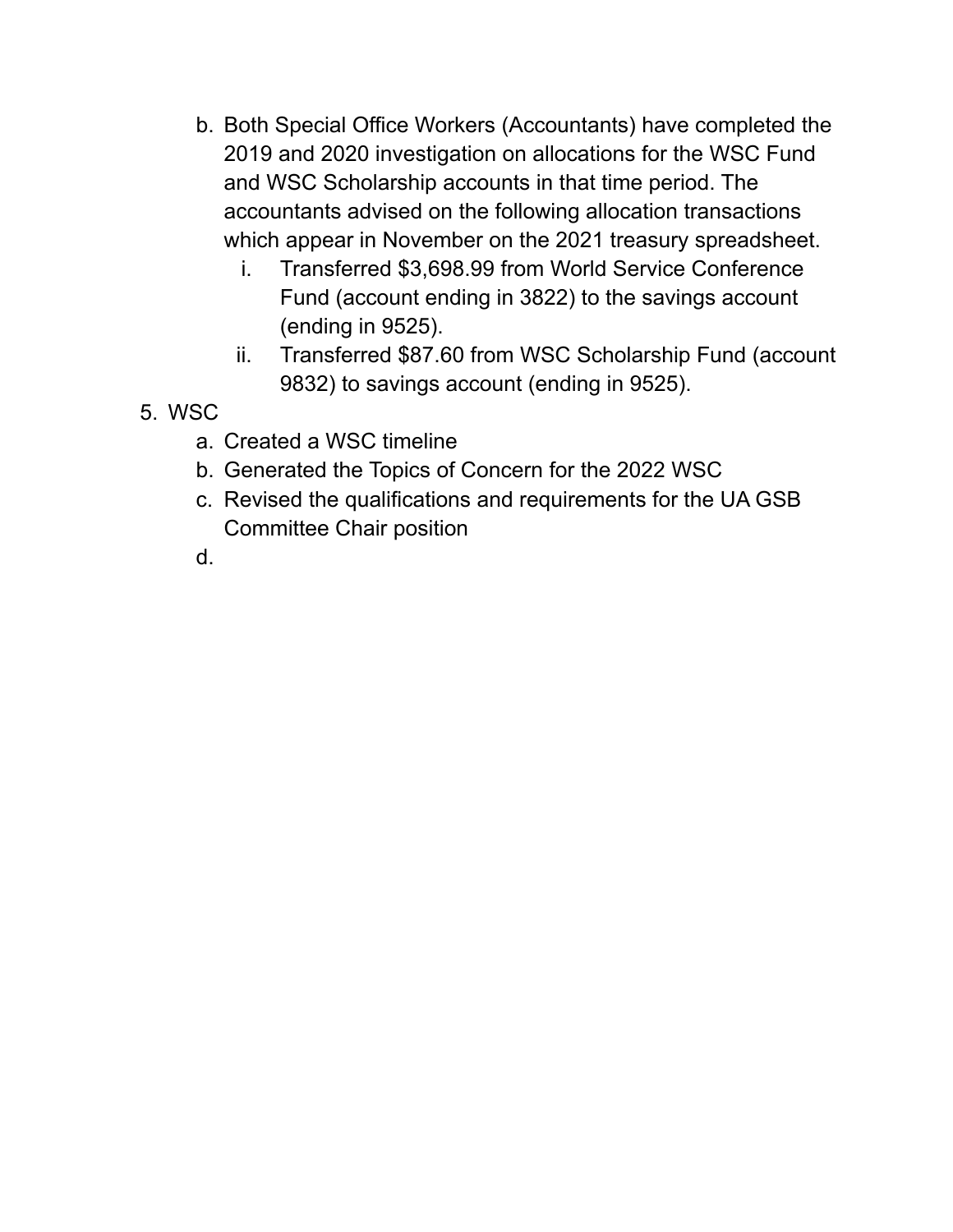b. Both Special Office Workers (Accountants) have completed the 2019 and 2020 investigation on allocations for the WSC Fund and WSC Scholarship accounts in that time period. The accountants advised on the following allocation transactions which appear in November on the 2021 treasury spreadsheet.
   i. Transferred $3,698.99 from World Service Conference Fund (account ending in 3822) to the savings account (ending in 9525).
   ii. Transferred $87.60 from WSC Scholarship Fund (account 9832) to savings account (ending in 9525).

5. WSC
   a. Created a WSC timeline
   b. Generated the Topics of Concern for the 2022 WSC
   c. Revised the qualifications and requirements for the UA GSB Committee Chair position
   d.